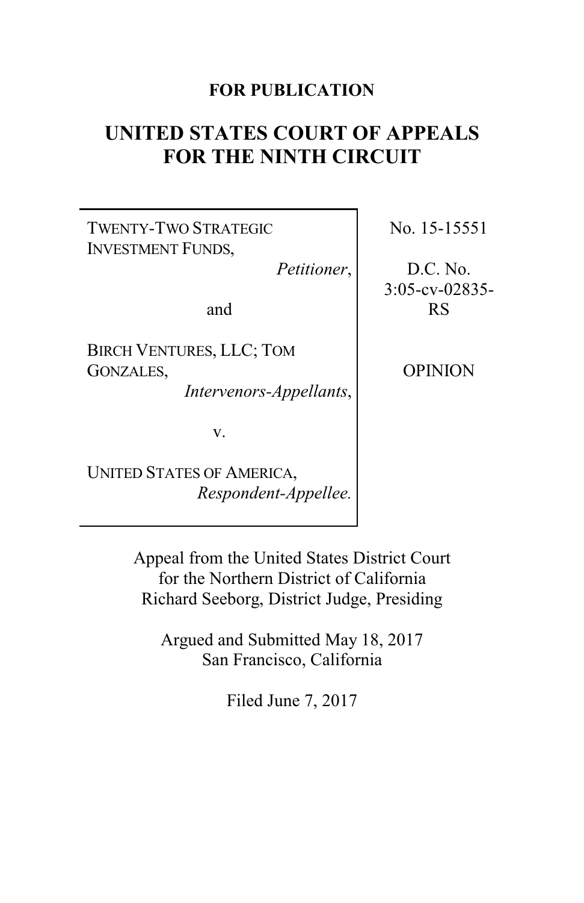**FOR PUBLICATION**

# UNITED STATES COURT OF APPEALS FOR THE NINTH CIRCUIT

| | |
|---|---|
| TWENTY-TWO STRATEGIC INVESTMENT FUNDS, *Petitioner*,<br><br>and<br><br>BIRCH VENTURES, LLC; TOM GONZALES, *Intervenors-Appellants*,<br><br>v.<br><br>UNITED STATES OF AMERICA, *Respondent-Appellee.* | No. 15-15551<br><br>D.C. No. 3:05-cv-02835-RS<br><br>OPINION |

Appeal from the United States District Court for the Northern District of California
Richard Seeborg, District Judge, Presiding

Argued and Submitted May 18, 2017
San Francisco, California

Filed June 7, 2017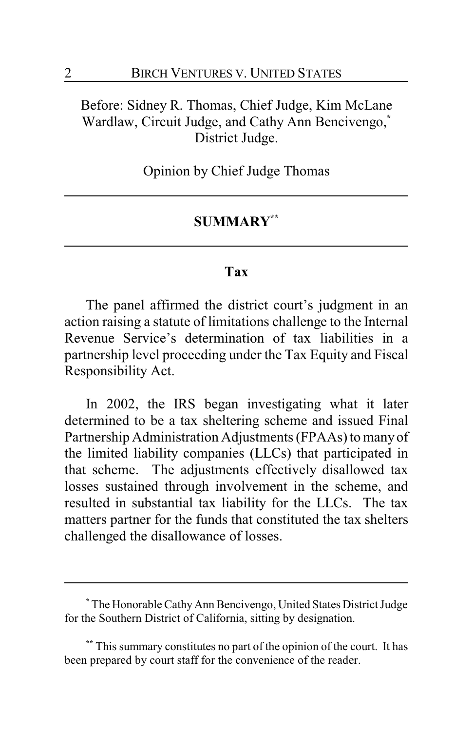Before: Sidney R. Thomas, Chief Judge, Kim McLane Wardlaw, Circuit Judge, and Cathy Ann Bencivengo,[*] District Judge.

Opinion by Chief Judge Thomas

---

## SUMMARY[**]

---

### Tax

The panel affirmed the district court's judgment in an action raising a statute of limitations challenge to the Internal Revenue Service's determination of tax liabilities in a partnership level proceeding under the Tax Equity and Fiscal Responsibility Act.

In 2002, the IRS began investigating what it later determined to be a tax sheltering scheme and issued Final Partnership Administration Adjustments (FPAAs) to many of the limited liability companies (LLCs) that participated in that scheme. The adjustments effectively disallowed tax losses sustained through involvement in the scheme, and resulted in substantial tax liability for the LLCs. The tax matters partner for the funds that constituted the tax shelters challenged the disallowance of losses.

---

[*] The Honorable Cathy Ann Bencivengo, United States District Judge for the Southern District of California, sitting by designation.

[**] This summary constitutes no part of the opinion of the court. It has been prepared by court staff for the convenience of the reader.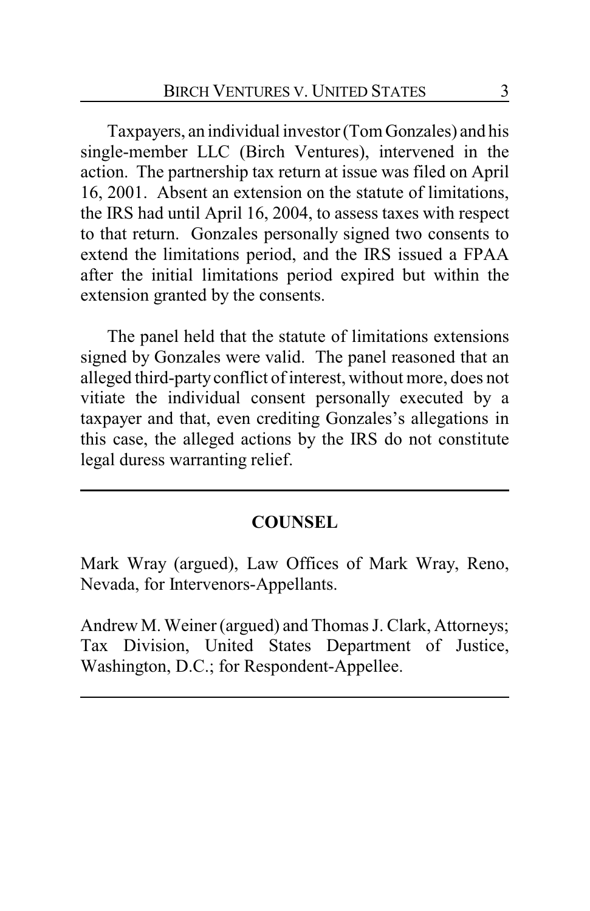Taxpayers, an individual investor (Tom Gonzales) and his single-member LLC (Birch Ventures), intervened in the action. The partnership tax return at issue was filed on April 16, 2001. Absent an extension on the statute of limitations, the IRS had until April 16, 2004, to assess taxes with respect to that return. Gonzales personally signed two consents to extend the limitations period, and the IRS issued a FPAA after the initial limitations period expired but within the extension granted by the consents.

The panel held that the statute of limitations extensions signed by Gonzales were valid. The panel reasoned that an alleged third-party conflict of interest, without more, does not vitiate the individual consent personally executed by a taxpayer and that, even crediting Gonzales's allegations in this case, the alleged actions by the IRS do not constitute legal duress warranting relief.

## COUNSEL

Mark Wray (argued), Law Offices of Mark Wray, Reno, Nevada, for Intervenors-Appellants.

Andrew M. Weiner (argued) and Thomas J. Clark, Attorneys; Tax Division, United States Department of Justice, Washington, D.C.; for Respondent-Appellee.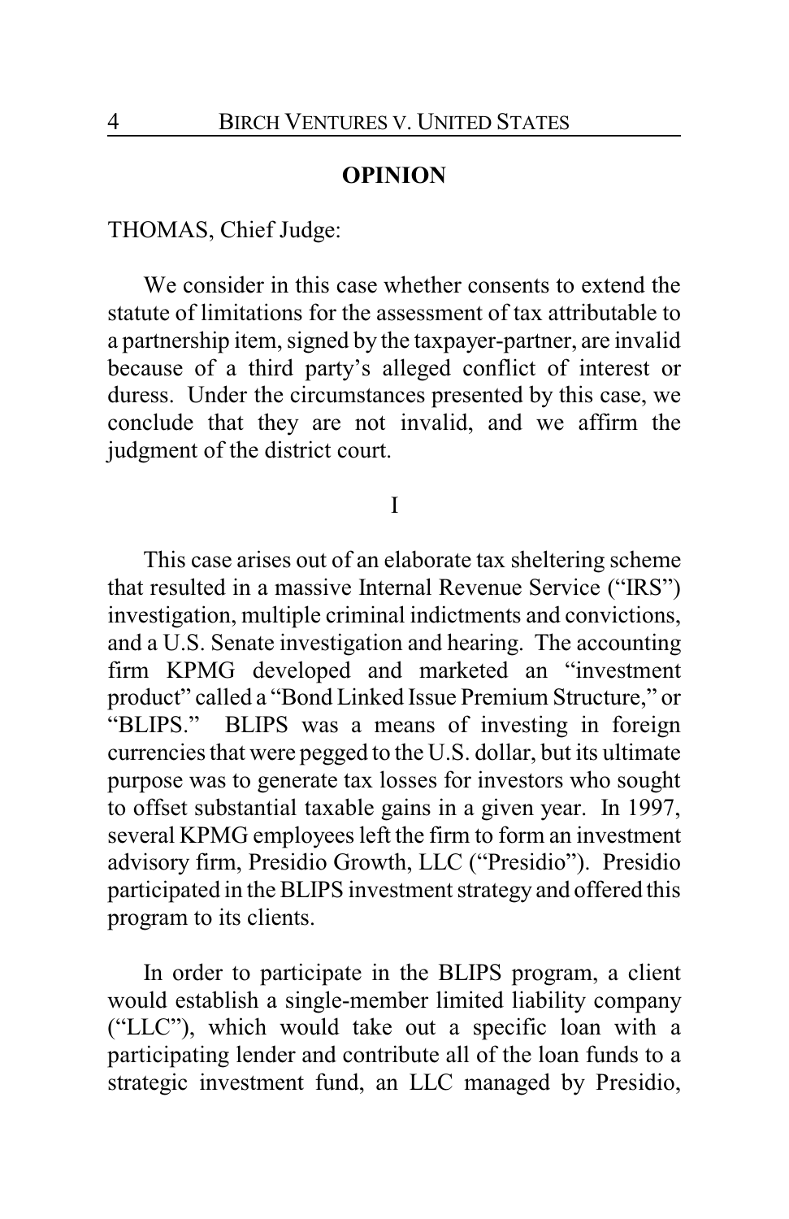**OPINION**

THOMAS, Chief Judge:

We consider in this case whether consents to extend the statute of limitations for the assessment of tax attributable to a partnership item, signed by the taxpayer-partner, are invalid because of a third party's alleged conflict of interest or duress. Under the circumstances presented by this case, we conclude that they are not invalid, and we affirm the judgment of the district court.

I

This case arises out of an elaborate tax sheltering scheme that resulted in a massive Internal Revenue Service ("IRS") investigation, multiple criminal indictments and convictions, and a U.S. Senate investigation and hearing. The accounting firm KPMG developed and marketed an "investment product" called a "Bond Linked Issue Premium Structure," or "BLIPS." BLIPS was a means of investing in foreign currencies that were pegged to the U.S. dollar, but its ultimate purpose was to generate tax losses for investors who sought to offset substantial taxable gains in a given year. In 1997, several KPMG employees left the firm to form an investment advisory firm, Presidio Growth, LLC ("Presidio"). Presidio participated in the BLIPS investment strategy and offered this program to its clients.

In order to participate in the BLIPS program, a client would establish a single-member limited liability company ("LLC"), which would take out a specific loan with a participating lender and contribute all of the loan funds to a strategic investment fund, an LLC managed by Presidio,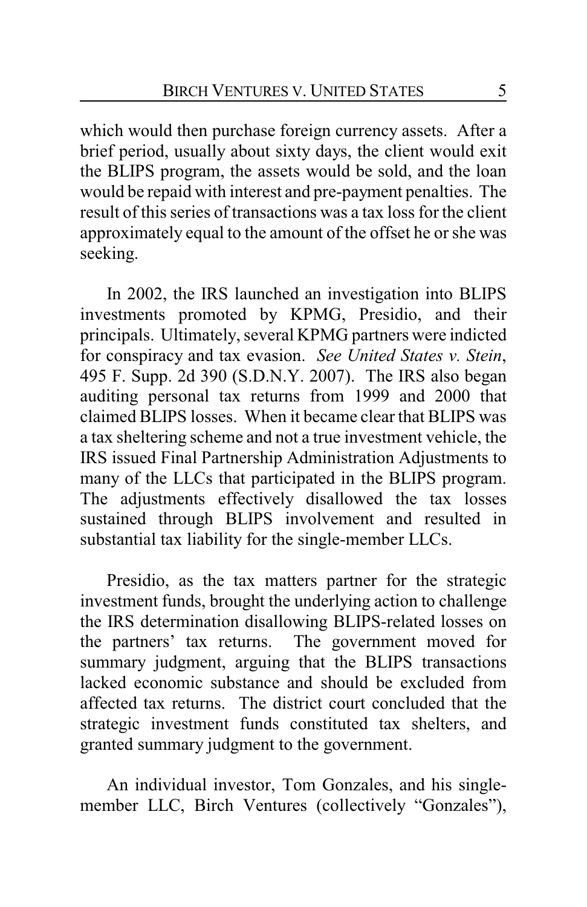which would then purchase foreign currency assets. After a brief period, usually about sixty days, the client would exit the BLIPS program, the assets would be sold, and the loan would be repaid with interest and pre-payment penalties. The result of this series of transactions was a tax loss for the client approximately equal to the amount of the offset he or she was seeking.

In 2002, the IRS launched an investigation into BLIPS investments promoted by KPMG, Presidio, and their principals. Ultimately, several KPMG partners were indicted for conspiracy and tax evasion. *See United States v. Stein*, 495 F. Supp. 2d 390 (S.D.N.Y. 2007). The IRS also began auditing personal tax returns from 1999 and 2000 that claimed BLIPS losses. When it became clear that BLIPS was a tax sheltering scheme and not a true investment vehicle, the IRS issued Final Partnership Administration Adjustments to many of the LLCs that participated in the BLIPS program. The adjustments effectively disallowed the tax losses sustained through BLIPS involvement and resulted in substantial tax liability for the single-member LLCs.

Presidio, as the tax matters partner for the strategic investment funds, brought the underlying action to challenge the IRS determination disallowing BLIPS-related losses on the partners' tax returns. The government moved for summary judgment, arguing that the BLIPS transactions lacked economic substance and should be excluded from affected tax returns. The district court concluded that the strategic investment funds constituted tax shelters, and granted summary judgment to the government.

An individual investor, Tom Gonzales, and his single-member LLC, Birch Ventures (collectively "Gonzales"),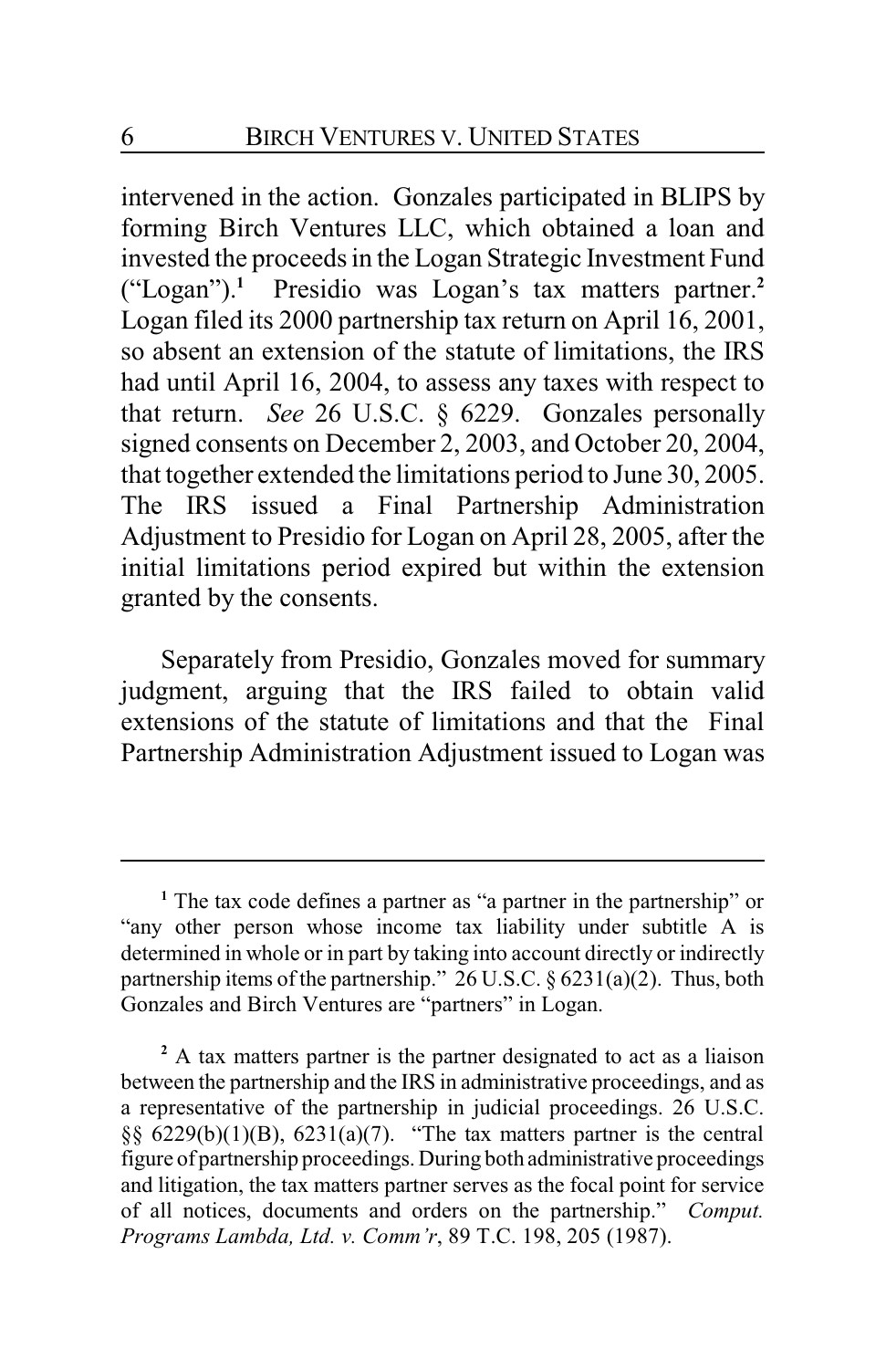intervened in the action. Gonzales participated in BLIPS by forming Birch Ventures LLC, which obtained a loan and invested the proceeds in the Logan Strategic Investment Fund ("Logan").[1] Presidio was Logan's tax matters partner.[2] Logan filed its 2000 partnership tax return on April 16, 2001, so absent an extension of the statute of limitations, the IRS had until April 16, 2004, to assess any taxes with respect to that return. *See* 26 U.S.C. § 6229. Gonzales personally signed consents on December 2, 2003, and October 20, 2004, that together extended the limitations period to June 30, 2005. The IRS issued a Final Partnership Administration Adjustment to Presidio for Logan on April 28, 2005, after the initial limitations period expired but within the extension granted by the consents.

Separately from Presidio, Gonzales moved for summary judgment, arguing that the IRS failed to obtain valid extensions of the statute of limitations and that the Final Partnership Administration Adjustment issued to Logan was

---

[1] The tax code defines a partner as "a partner in the partnership" or "any other person whose income tax liability under subtitle A is determined in whole or in part by taking into account directly or indirectly partnership items of the partnership." 26 U.S.C. § 6231(a)(2). Thus, both Gonzales and Birch Ventures are "partners" in Logan.

[2] A tax matters partner is the partner designated to act as a liaison between the partnership and the IRS in administrative proceedings, and as a representative of the partnership in judicial proceedings. 26 U.S.C. §§ 6229(b)(1)(B), 6231(a)(7). "The tax matters partner is the central figure of partnership proceedings. During both administrative proceedings and litigation, the tax matters partner serves as the focal point for service of all notices, documents and orders on the partnership." *Comput. Programs Lambda, Ltd. v. Comm'r*, 89 T.C. 198, 205 (1987).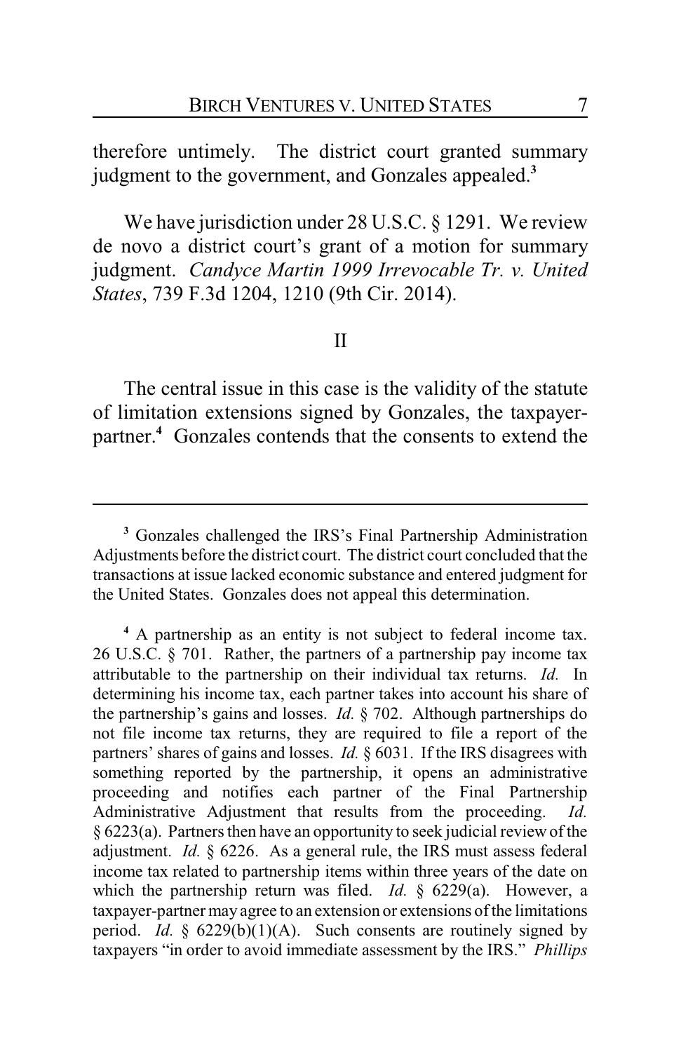therefore untimely. The district court granted summary judgment to the government, and Gonzales appealed.[3]

We have jurisdiction under 28 U.S.C. § 1291. We review de novo a district court's grant of a motion for summary judgment. *Candyce Martin 1999 Irrevocable Tr. v. United States*, 739 F.3d 1204, 1210 (9th Cir. 2014).

## II

The central issue in this case is the validity of the statute of limitation extensions signed by Gonzales, the taxpayer-partner.[4] Gonzales contends that the consents to extend the

---

[3] Gonzales challenged the IRS's Final Partnership Administration Adjustments before the district court. The district court concluded that the transactions at issue lacked economic substance and entered judgment for the United States. Gonzales does not appeal this determination.

[4] A partnership as an entity is not subject to federal income tax. 26 U.S.C. § 701. Rather, the partners of a partnership pay income tax attributable to the partnership on their individual tax returns. *Id.* In determining his income tax, each partner takes into account his share of the partnership's gains and losses. *Id.* § 702. Although partnerships do not file income tax returns, they are required to file a report of the partners' shares of gains and losses. *Id.* § 6031. If the IRS disagrees with something reported by the partnership, it opens an administrative proceeding and notifies each partner of the Final Partnership Administrative Adjustment that results from the proceeding. *Id.* § 6223(a). Partners then have an opportunity to seek judicial review of the adjustment. *Id.* § 6226. As a general rule, the IRS must assess federal income tax related to partnership items within three years of the date on which the partnership return was filed. *Id.* § 6229(a). However, a taxpayer-partner may agree to an extension or extensions of the limitations period. *Id.* § 6229(b)(1)(A). Such consents are routinely signed by taxpayers "in order to avoid immediate assessment by the IRS." *Phillips*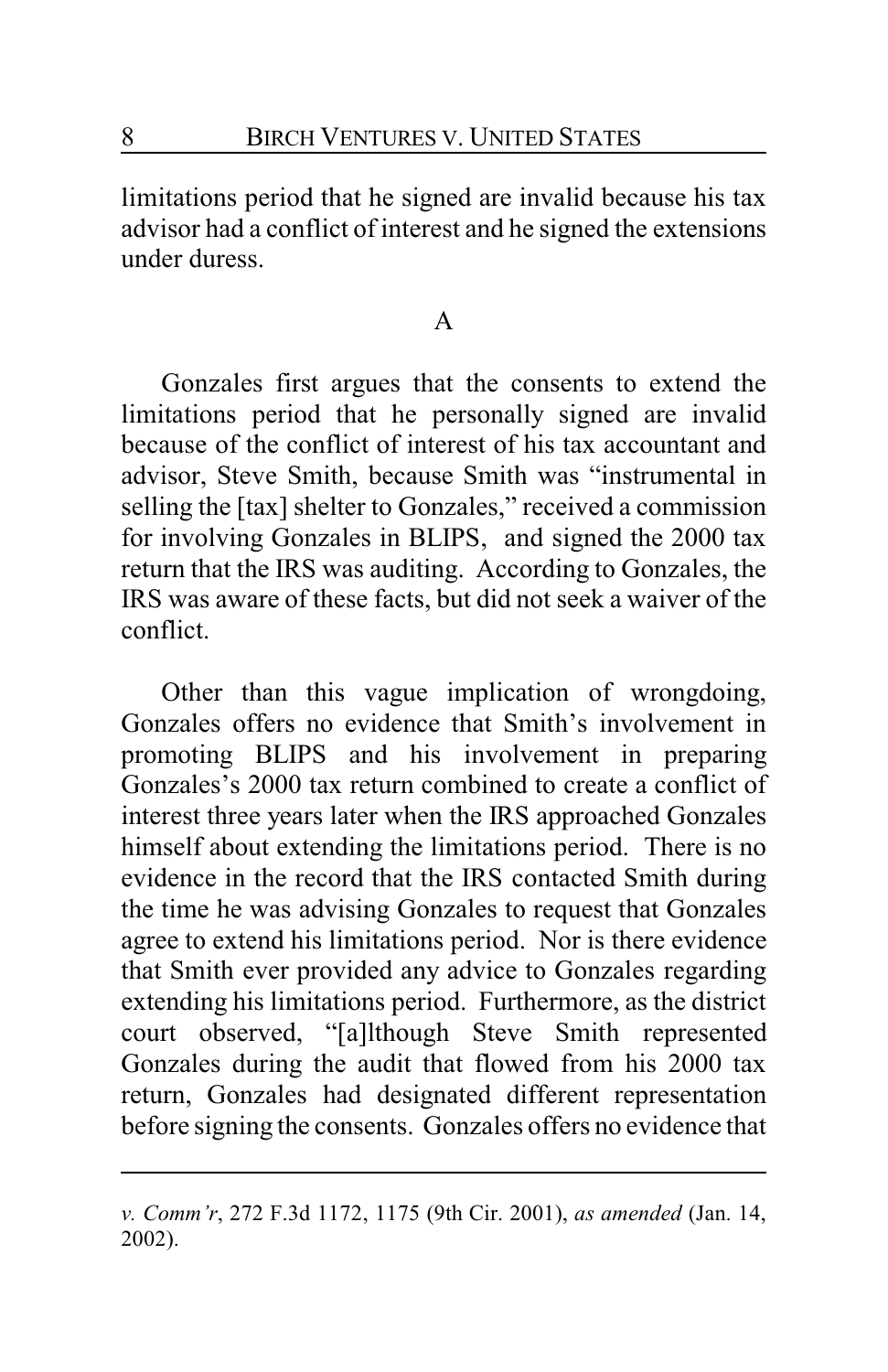limitations period that he signed are invalid because his tax advisor had a conflict of interest and he signed the extensions under duress.

## A

Gonzales first argues that the consents to extend the limitations period that he personally signed are invalid because of the conflict of interest of his tax accountant and advisor, Steve Smith, because Smith was "instrumental in selling the [tax] shelter to Gonzales," received a commission for involving Gonzales in BLIPS, and signed the 2000 tax return that the IRS was auditing. According to Gonzales, the IRS was aware of these facts, but did not seek a waiver of the conflict.

Other than this vague implication of wrongdoing, Gonzales offers no evidence that Smith's involvement in promoting BLIPS and his involvement in preparing Gonzales's 2000 tax return combined to create a conflict of interest three years later when the IRS approached Gonzales himself about extending the limitations period. There is no evidence in the record that the IRS contacted Smith during the time he was advising Gonzales to request that Gonzales agree to extend his limitations period. Nor is there evidence that Smith ever provided any advice to Gonzales regarding extending his limitations period. Furthermore, as the district court observed, "[a]lthough Steve Smith represented Gonzales during the audit that flowed from his 2000 tax return, Gonzales had designated different representation before signing the consents. Gonzales offers no evidence that

---

*v. Comm'r*, 272 F.3d 1172, 1175 (9th Cir. 2001), *as amended* (Jan. 14, 2002).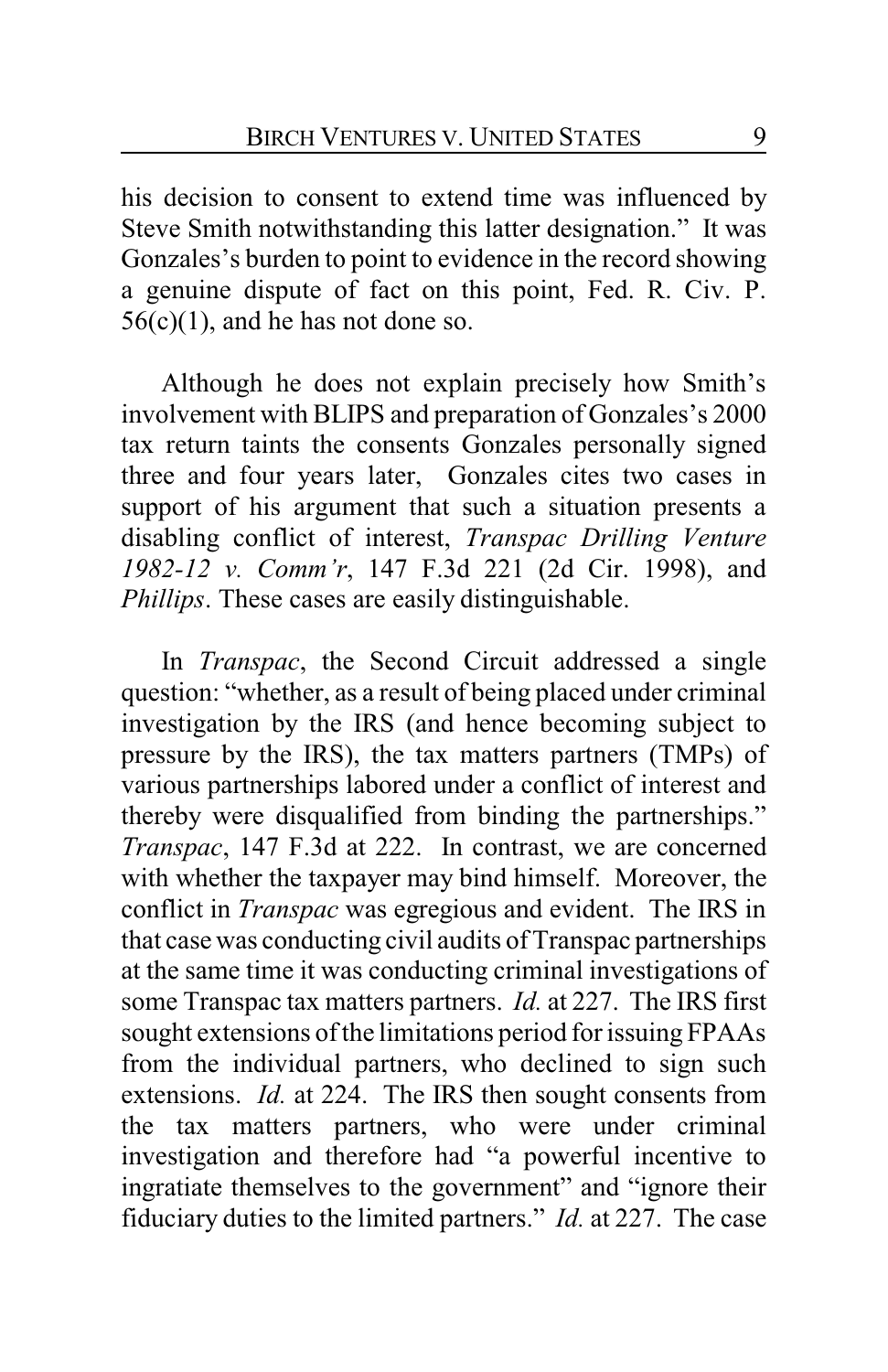his decision to consent to extend time was influenced by Steve Smith notwithstanding this latter designation." It was Gonzales's burden to point to evidence in the record showing a genuine dispute of fact on this point, Fed. R. Civ. P. 56(c)(1), and he has not done so.

Although he does not explain precisely how Smith's involvement with BLIPS and preparation of Gonzales's 2000 tax return taints the consents Gonzales personally signed three and four years later, Gonzales cites two cases in support of his argument that such a situation presents a disabling conflict of interest, *Transpac Drilling Venture 1982-12 v. Comm'r*, 147 F.3d 221 (2d Cir. 1998), and *Phillips*. These cases are easily distinguishable.

In *Transpac*, the Second Circuit addressed a single question: "whether, as a result of being placed under criminal investigation by the IRS (and hence becoming subject to pressure by the IRS), the tax matters partners (TMPs) of various partnerships labored under a conflict of interest and thereby were disqualified from binding the partnerships." *Transpac*, 147 F.3d at 222. In contrast, we are concerned with whether the taxpayer may bind himself. Moreover, the conflict in *Transpac* was egregious and evident. The IRS in that case was conducting civil audits of Transpac partnerships at the same time it was conducting criminal investigations of some Transpac tax matters partners. *Id.* at 227. The IRS first sought extensions of the limitations period for issuing FPAAs from the individual partners, who declined to sign such extensions. *Id.* at 224. The IRS then sought consents from the tax matters partners, who were under criminal investigation and therefore had "a powerful incentive to ingratiate themselves to the government" and "ignore their fiduciary duties to the limited partners." *Id.* at 227. The case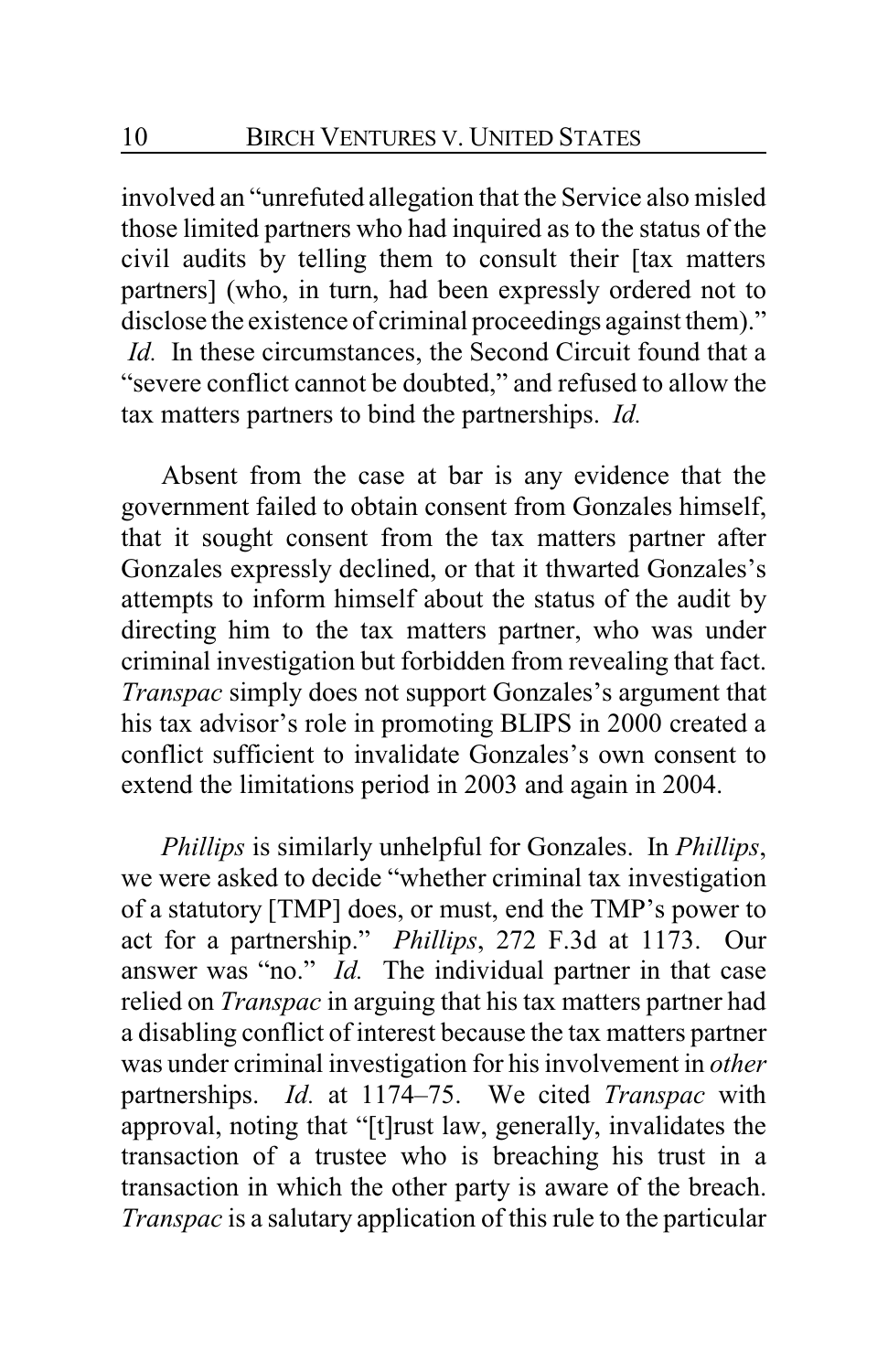involved an "unrefuted allegation that the Service also misled those limited partners who had inquired as to the status of the civil audits by telling them to consult their [tax matters partners] (who, in turn, had been expressly ordered not to disclose the existence of criminal proceedings against them)." *Id.* In these circumstances, the Second Circuit found that a "severe conflict cannot be doubted," and refused to allow the tax matters partners to bind the partnerships. *Id.*

Absent from the case at bar is any evidence that the government failed to obtain consent from Gonzales himself, that it sought consent from the tax matters partner after Gonzales expressly declined, or that it thwarted Gonzales's attempts to inform himself about the status of the audit by directing him to the tax matters partner, who was under criminal investigation but forbidden from revealing that fact. *Transpac* simply does not support Gonzales's argument that his tax advisor's role in promoting BLIPS in 2000 created a conflict sufficient to invalidate Gonzales's own consent to extend the limitations period in 2003 and again in 2004.

*Phillips* is similarly unhelpful for Gonzales. In *Phillips*, we were asked to decide "whether criminal tax investigation of a statutory [TMP] does, or must, end the TMP's power to act for a partnership." *Phillips*, 272 F.3d at 1173. Our answer was "no." *Id.* The individual partner in that case relied on *Transpac* in arguing that his tax matters partner had a disabling conflict of interest because the tax matters partner was under criminal investigation for his involvement in *other* partnerships. *Id.* at 1174–75. We cited *Transpac* with approval, noting that "[t]rust law, generally, invalidates the transaction of a trustee who is breaching his trust in a transaction in which the other party is aware of the breach. *Transpac* is a salutary application of this rule to the particular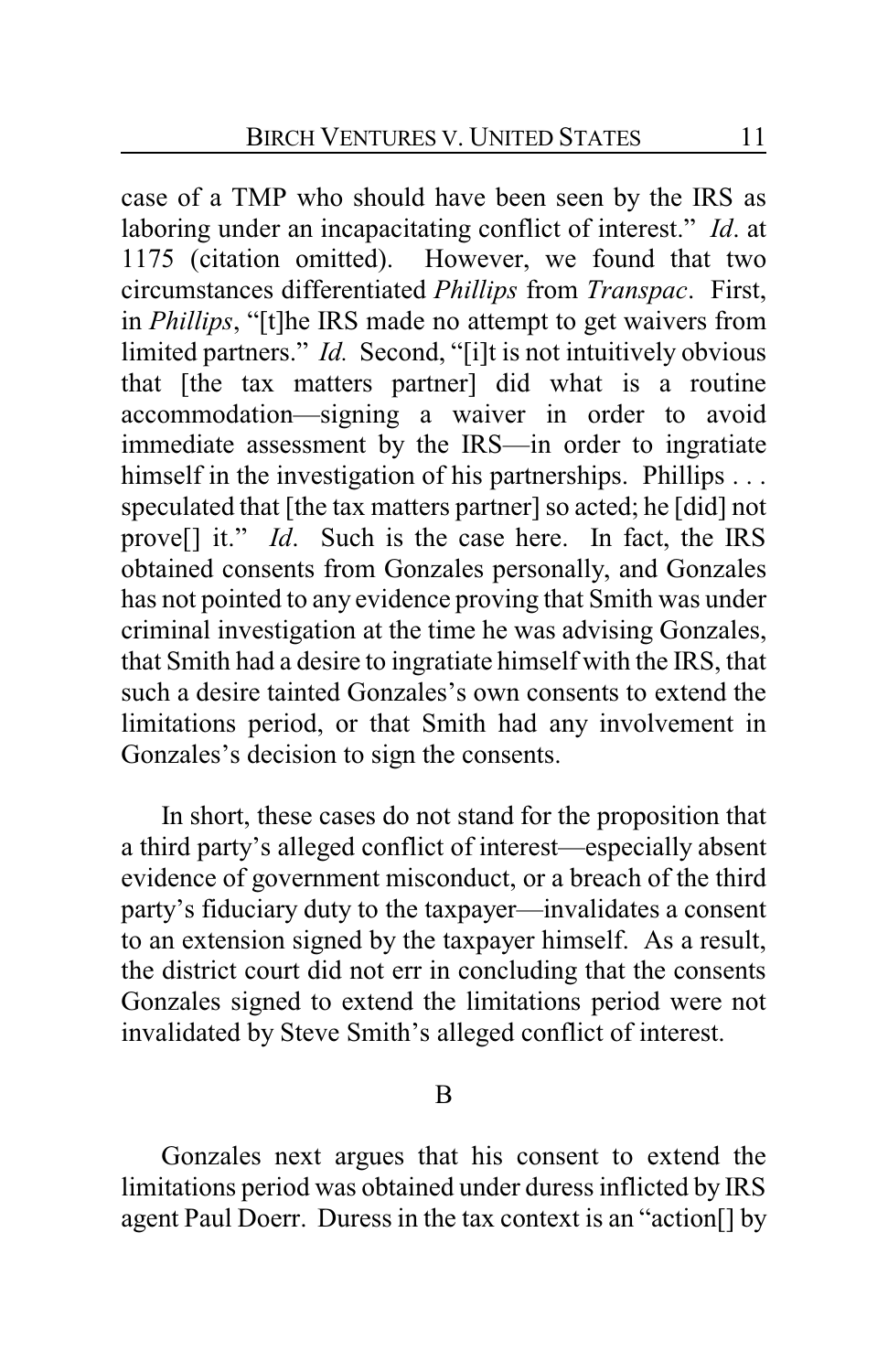case of a TMP who should have been seen by the IRS as laboring under an incapacitating conflict of interest." *Id*. at 1175 (citation omitted). However, we found that two circumstances differentiated *Phillips* from *Transpac*. First, in *Phillips*, "[t]he IRS made no attempt to get waivers from limited partners." *Id.* Second, "[i]t is not intuitively obvious that [the tax matters partner] did what is a routine accommodation—signing a waiver in order to avoid immediate assessment by the IRS—in order to ingratiate himself in the investigation of his partnerships. Phillips . . . speculated that [the tax matters partner] so acted; he [did] not prove[] it." *Id*. Such is the case here. In fact, the IRS obtained consents from Gonzales personally, and Gonzales has not pointed to any evidence proving that Smith was under criminal investigation at the time he was advising Gonzales, that Smith had a desire to ingratiate himself with the IRS, that such a desire tainted Gonzales's own consents to extend the limitations period, or that Smith had any involvement in Gonzales's decision to sign the consents.

In short, these cases do not stand for the proposition that a third party's alleged conflict of interest—especially absent evidence of government misconduct, or a breach of the third party's fiduciary duty to the taxpayer—invalidates a consent to an extension signed by the taxpayer himself. As a result, the district court did not err in concluding that the consents Gonzales signed to extend the limitations period were not invalidated by Steve Smith's alleged conflict of interest.

## B

Gonzales next argues that his consent to extend the limitations period was obtained under duress inflicted by IRS agent Paul Doerr. Duress in the tax context is an "action[] by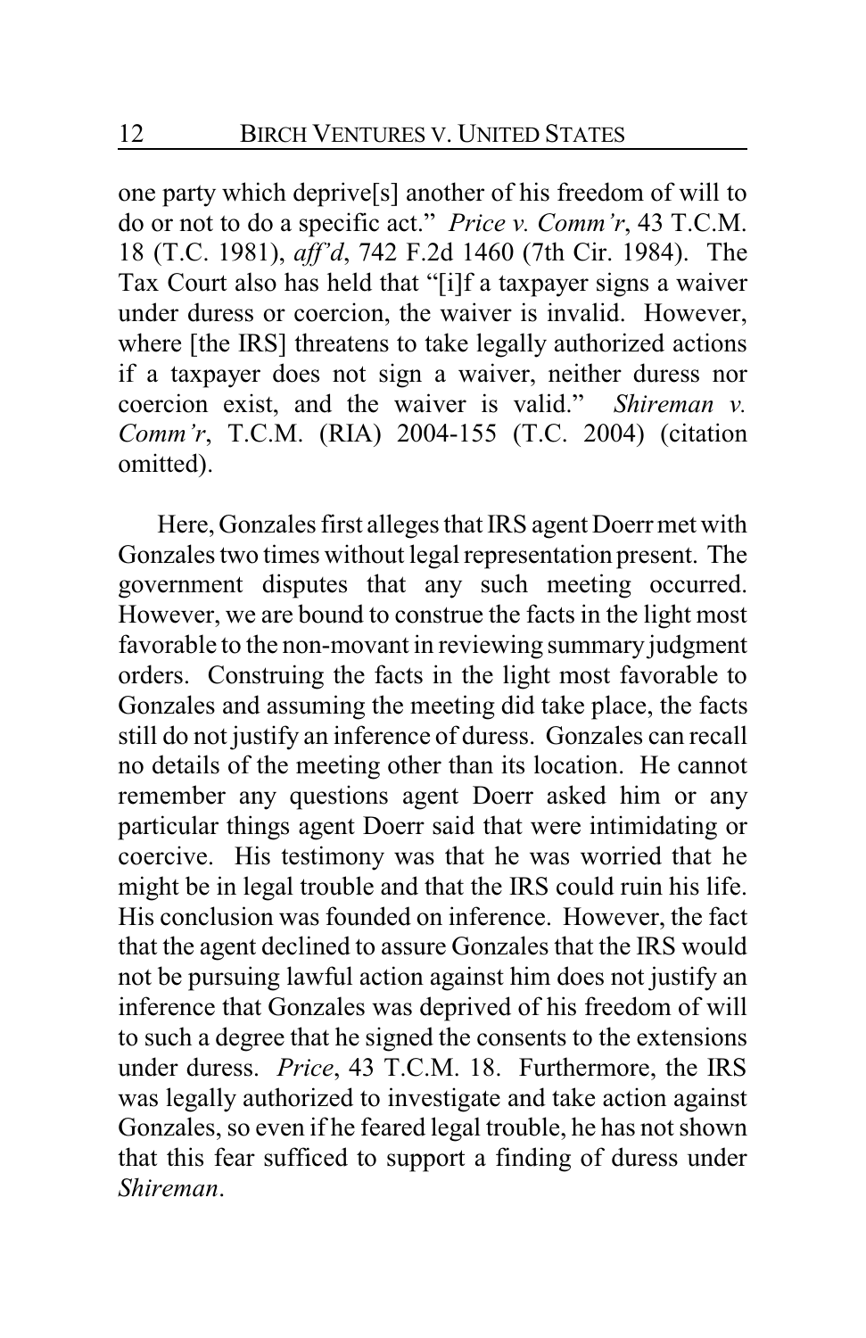one party which deprive[s] another of his freedom of will to do or not to do a specific act." *Price v. Comm'r*, 43 T.C.M. 18 (T.C. 1981), *aff'd*, 742 F.2d 1460 (7th Cir. 1984). The Tax Court also has held that "[i]f a taxpayer signs a waiver under duress or coercion, the waiver is invalid. However, where [the IRS] threatens to take legally authorized actions if a taxpayer does not sign a waiver, neither duress nor coercion exist, and the waiver is valid." *Shireman v. Comm'r*, T.C.M. (RIA) 2004-155 (T.C. 2004) (citation omitted).

Here, Gonzales first alleges that IRS agent Doerr met with Gonzales two times without legal representation present. The government disputes that any such meeting occurred. However, we are bound to construe the facts in the light most favorable to the non-movant in reviewing summary judgment orders. Construing the facts in the light most favorable to Gonzales and assuming the meeting did take place, the facts still do not justify an inference of duress. Gonzales can recall no details of the meeting other than its location. He cannot remember any questions agent Doerr asked him or any particular things agent Doerr said that were intimidating or coercive. His testimony was that he was worried that he might be in legal trouble and that the IRS could ruin his life. His conclusion was founded on inference. However, the fact that the agent declined to assure Gonzales that the IRS would not be pursuing lawful action against him does not justify an inference that Gonzales was deprived of his freedom of will to such a degree that he signed the consents to the extensions under duress. *Price*, 43 T.C.M. 18. Furthermore, the IRS was legally authorized to investigate and take action against Gonzales, so even if he feared legal trouble, he has not shown that this fear sufficed to support a finding of duress under *Shireman*.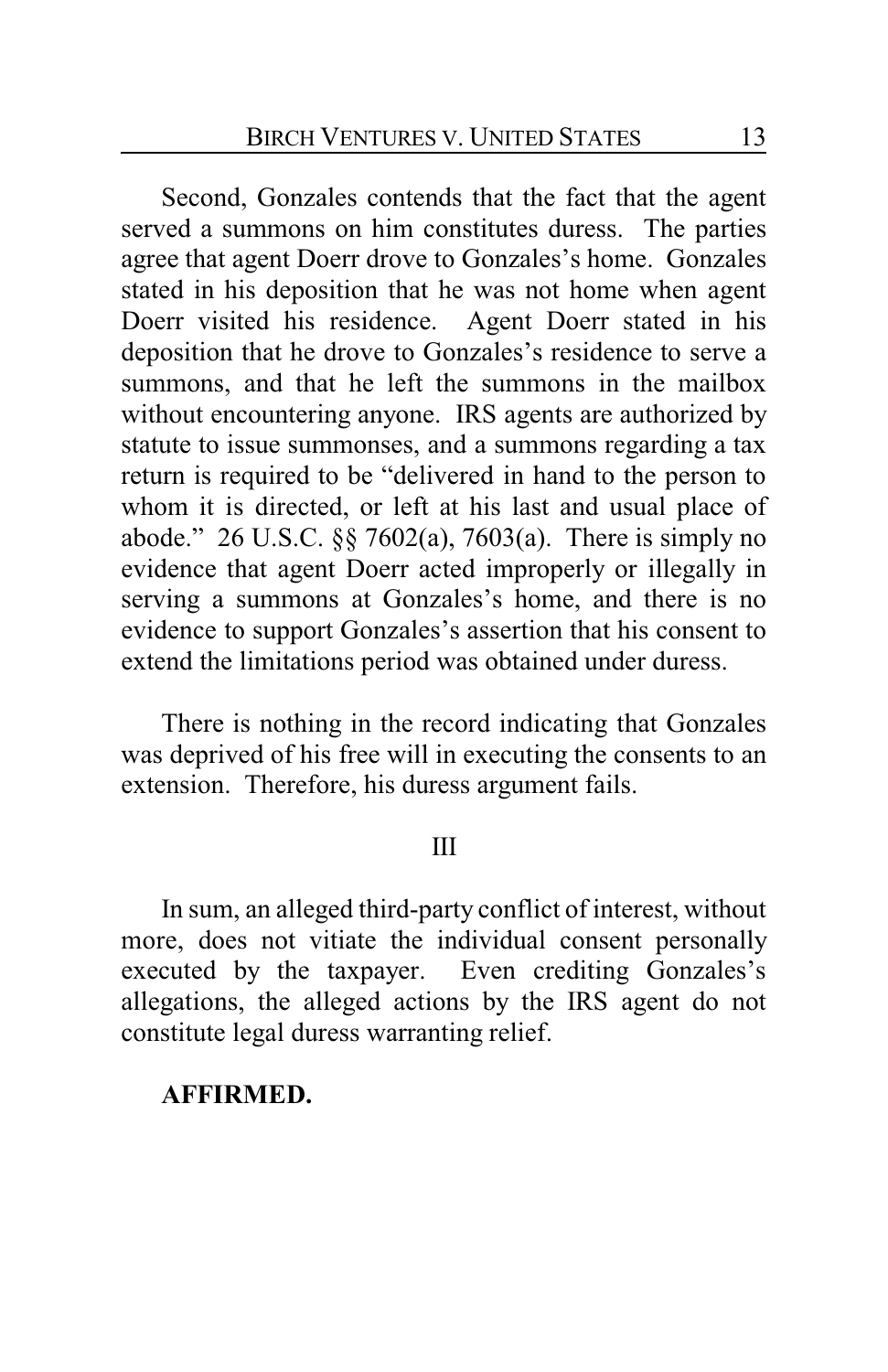Second, Gonzales contends that the fact that the agent served a summons on him constitutes duress. The parties agree that agent Doerr drove to Gonzales's home. Gonzales stated in his deposition that he was not home when agent Doerr visited his residence. Agent Doerr stated in his deposition that he drove to Gonzales's residence to serve a summons, and that he left the summons in the mailbox without encountering anyone. IRS agents are authorized by statute to issue summonses, and a summons regarding a tax return is required to be "delivered in hand to the person to whom it is directed, or left at his last and usual place of abode." 26 U.S.C. §§ 7602(a), 7603(a). There is simply no evidence that agent Doerr acted improperly or illegally in serving a summons at Gonzales's home, and there is no evidence to support Gonzales's assertion that his consent to extend the limitations period was obtained under duress.

There is nothing in the record indicating that Gonzales was deprived of his free will in executing the consents to an extension. Therefore, his duress argument fails.

## III

In sum, an alleged third-party conflict of interest, without more, does not vitiate the individual consent personally executed by the taxpayer. Even crediting Gonzales's allegations, the alleged actions by the IRS agent do not constitute legal duress warranting relief.

**AFFIRMED.**